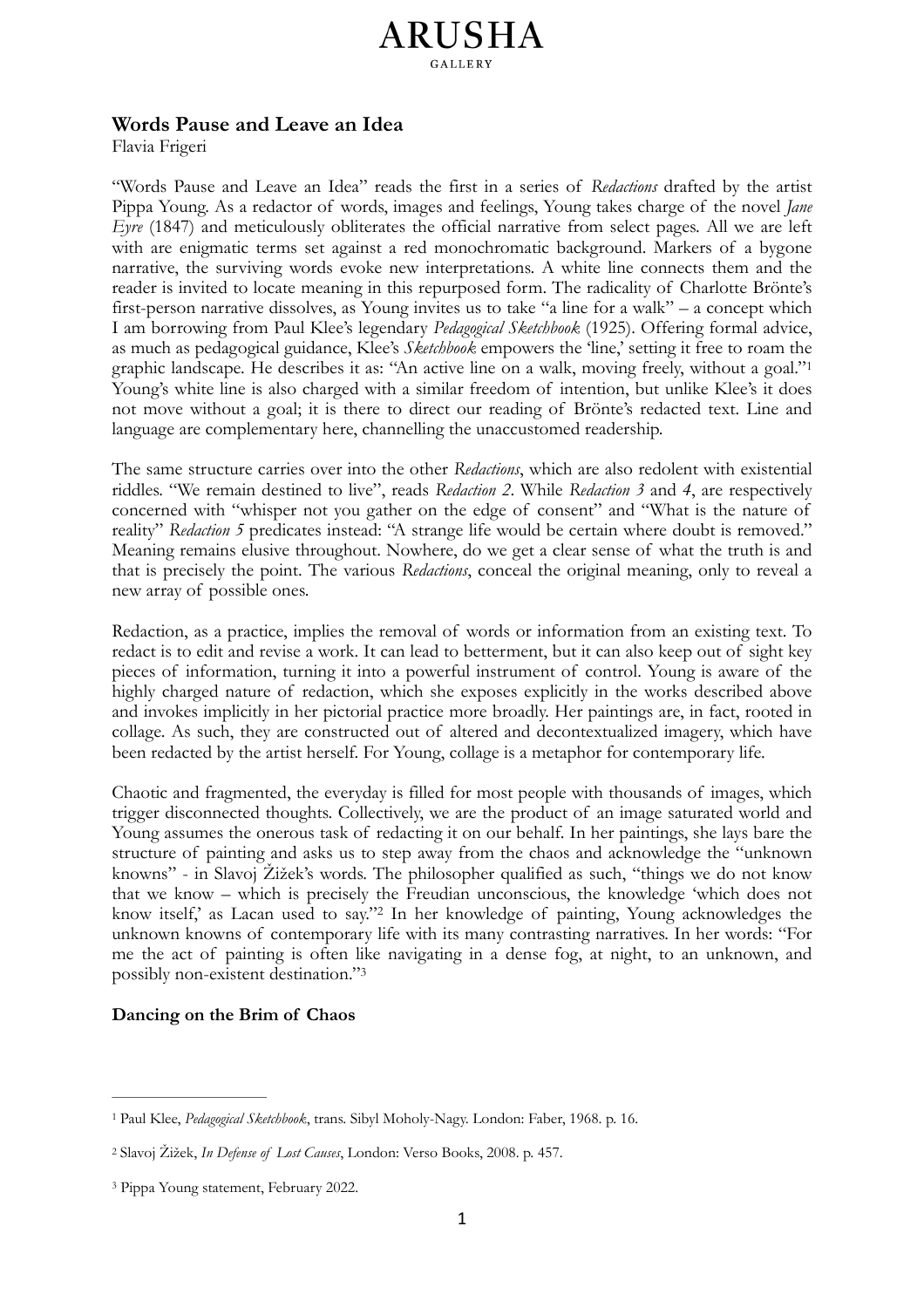# ARUSHA

GALLERY

## Words Pause and Leave an Idea

Flavia Frigeri

"Words Pause and Leave an Idea" reads the first in a series of *Redactions* drafted by the artist Pippa Young. As a redactor of words, images and feelings, Young takes charge of the novel *Jane Eyre* (1847) and meticulously obliterates the official narrative from select pages. All we are left with are enigmatic terms set against a red monochromatic background. Markers of a bygone narrative, the surviving words evoke new interpretations. A white line connects them and the reader is invited to locate meaning in this repurposed form. The radicality of Charlotte Brönte's first-person narrative dissolves, as Young invites us to take "a line for a walk" – a concept which I am borrowing from Paul Klee's legendary *Pedagogical Sketchbook* (1925). Offering formal advice, as much as pedagogical guidance, Klee's *Sketchbook* empowers the 'line,' setting it free to roam the graphic landscape. He describes it as: "An active line on a walk, moving freely, without a goal."[1] Young's white line is also charged with a similar freedom of intention, but unlike Klee's it does not move without a goal; it is there to direct our reading of Brönte's redacted text. Line and language are complementary here, channelling the unaccustomed readership.

The same structure carries over into the other *Redactions*, which are also redolent with existential riddles. "We remain destined to live", reads *Redaction 2*. While *Redaction 3* and *4*, are respectively concerned with "whisper not you gather on the edge of consent" and "What is the nature of reality" *Redaction 5* predicates instead: "A strange life would be certain where doubt is removed." Meaning remains elusive throughout. Nowhere, do we get a clear sense of what the truth is and that is precisely the point. The various *Redactions*, conceal the original meaning, only to reveal a new array of possible ones.

Redaction, as a practice, implies the removal of words or information from an existing text. To redact is to edit and revise a work. It can lead to betterment, but it can also keep out of sight key pieces of information, turning it into a powerful instrument of control. Young is aware of the highly charged nature of redaction, which she exposes explicitly in the works described above and invokes implicitly in her pictorial practice more broadly. Her paintings are, in fact, rooted in collage. As such, they are constructed out of altered and decontextualized imagery, which have been redacted by the artist herself. For Young, collage is a metaphor for contemporary life.

Chaotic and fragmented, the everyday is filled for most people with thousands of images, which trigger disconnected thoughts. Collectively, we are the product of an image saturated world and Young assumes the onerous task of redacting it on our behalf. In her paintings, she lays bare the structure of painting and asks us to step away from the chaos and acknowledge the "unknown knowns" - in Slavoj Žižek's words. The philosopher qualified as such, "things we do not know that we know – which is precisely the Freudian unconscious, the knowledge 'which does not know itself,' as Lacan used to say."[2] In her knowledge of painting, Young acknowledges the unknown knowns of contemporary life with its many contrasting narratives. In her words: "For me the act of painting is often like navigating in a dense fog, at night, to an unknown, and possibly non-existent destination."[3]

### Dancing on the Brim of Chaos

---

[1] Paul Klee, *Pedagogical Sketchbook*, trans. Sibyl Moholy-Nagy. London: Faber, 1968. p. 16.

[2] Slavoj Žižek, *In Defense of Lost Causes*, London: Verso Books, 2008. p. 457.

[3] Pippa Young statement, February 2022.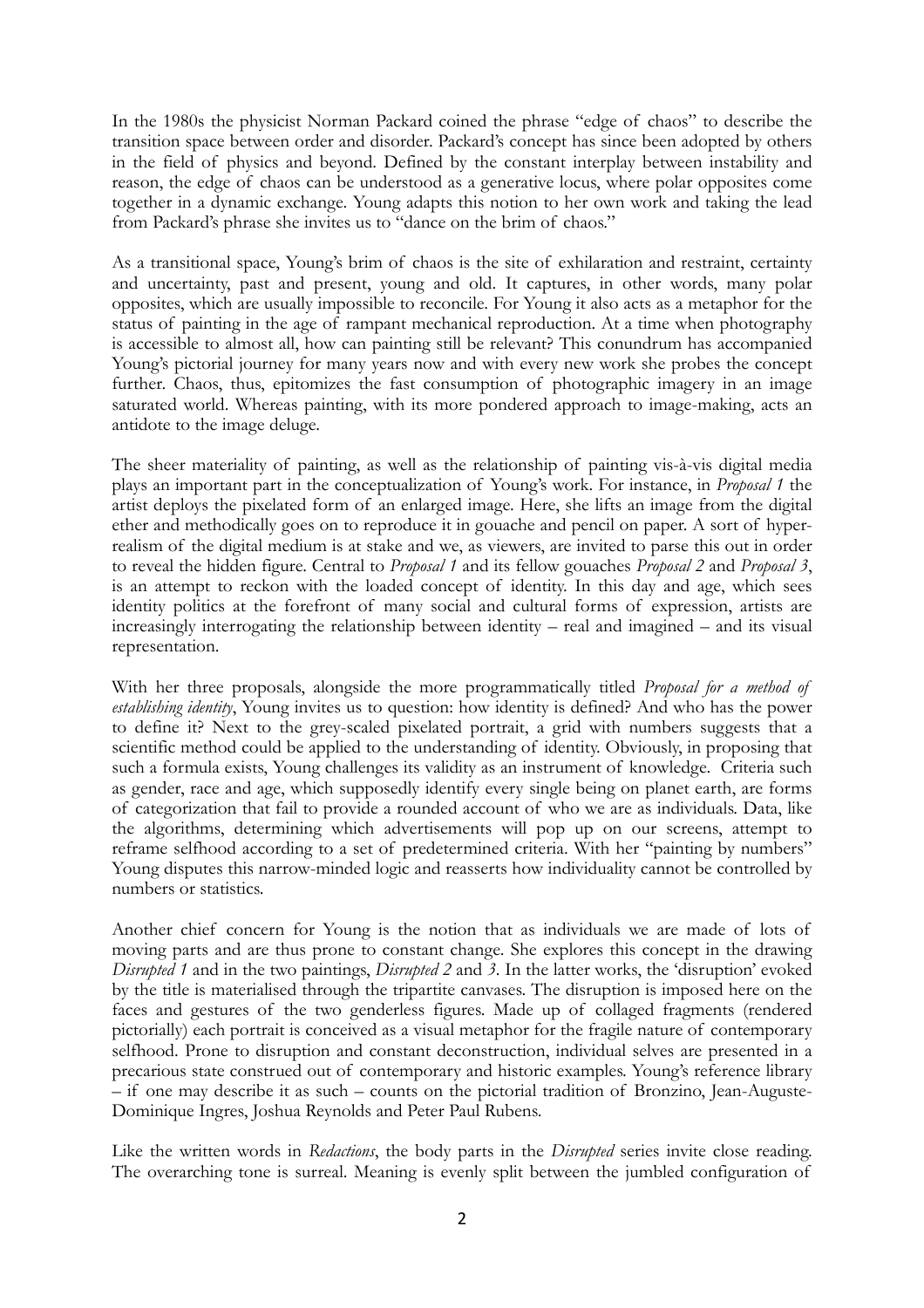In the 1980s the physicist Norman Packard coined the phrase "edge of chaos" to describe the transition space between order and disorder. Packard's concept has since been adopted by others in the field of physics and beyond. Defined by the constant interplay between instability and reason, the edge of chaos can be understood as a generative locus, where polar opposites come together in a dynamic exchange. Young adapts this notion to her own work and taking the lead from Packard's phrase she invites us to "dance on the brim of chaos."

As a transitional space, Young's brim of chaos is the site of exhilaration and restraint, certainty and uncertainty, past and present, young and old. It captures, in other words, many polar opposites, which are usually impossible to reconcile. For Young it also acts as a metaphor for the status of painting in the age of rampant mechanical reproduction. At a time when photography is accessible to almost all, how can painting still be relevant? This conundrum has accompanied Young's pictorial journey for many years now and with every new work she probes the concept further. Chaos, thus, epitomizes the fast consumption of photographic imagery in an image saturated world. Whereas painting, with its more pondered approach to image-making, acts an antidote to the image deluge.

The sheer materiality of painting, as well as the relationship of painting vis-à-vis digital media plays an important part in the conceptualization of Young's work. For instance, in *Proposal 1* the artist deploys the pixelated form of an enlarged image. Here, she lifts an image from the digital ether and methodically goes on to reproduce it in gouache and pencil on paper. A sort of hyper-realism of the digital medium is at stake and we, as viewers, are invited to parse this out in order to reveal the hidden figure. Central to *Proposal 1* and its fellow gouaches *Proposal 2* and *Proposal 3*, is an attempt to reckon with the loaded concept of identity. In this day and age, which sees identity politics at the forefront of many social and cultural forms of expression, artists are increasingly interrogating the relationship between identity – real and imagined – and its visual representation.

With her three proposals, alongside the more programmatically titled *Proposal for a method of establishing identity*, Young invites us to question: how identity is defined? And who has the power to define it? Next to the grey-scaled pixelated portrait, a grid with numbers suggests that a scientific method could be applied to the understanding of identity. Obviously, in proposing that such a formula exists, Young challenges its validity as an instrument of knowledge. Criteria such as gender, race and age, which supposedly identify every single being on planet earth, are forms of categorization that fail to provide a rounded account of who we are as individuals. Data, like the algorithms, determining which advertisements will pop up on our screens, attempt to reframe selfhood according to a set of predetermined criteria. With her "painting by numbers" Young disputes this narrow-minded logic and reasserts how individuality cannot be controlled by numbers or statistics.

Another chief concern for Young is the notion that as individuals we are made of lots of moving parts and are thus prone to constant change. She explores this concept in the drawing *Disrupted 1* and in the two paintings, *Disrupted 2* and *3*. In the latter works, the 'disruption' evoked by the title is materialised through the tripartite canvases. The disruption is imposed here on the faces and gestures of the two genderless figures. Made up of collaged fragments (rendered pictorially) each portrait is conceived as a visual metaphor for the fragile nature of contemporary selfhood. Prone to disruption and constant deconstruction, individual selves are presented in a precarious state construed out of contemporary and historic examples. Young's reference library – if one may describe it as such – counts on the pictorial tradition of Bronzino, Jean-Auguste-Dominique Ingres, Joshua Reynolds and Peter Paul Rubens.

Like the written words in *Redactions*, the body parts in the *Disrupted* series invite close reading. The overarching tone is surreal. Meaning is evenly split between the jumbled configuration of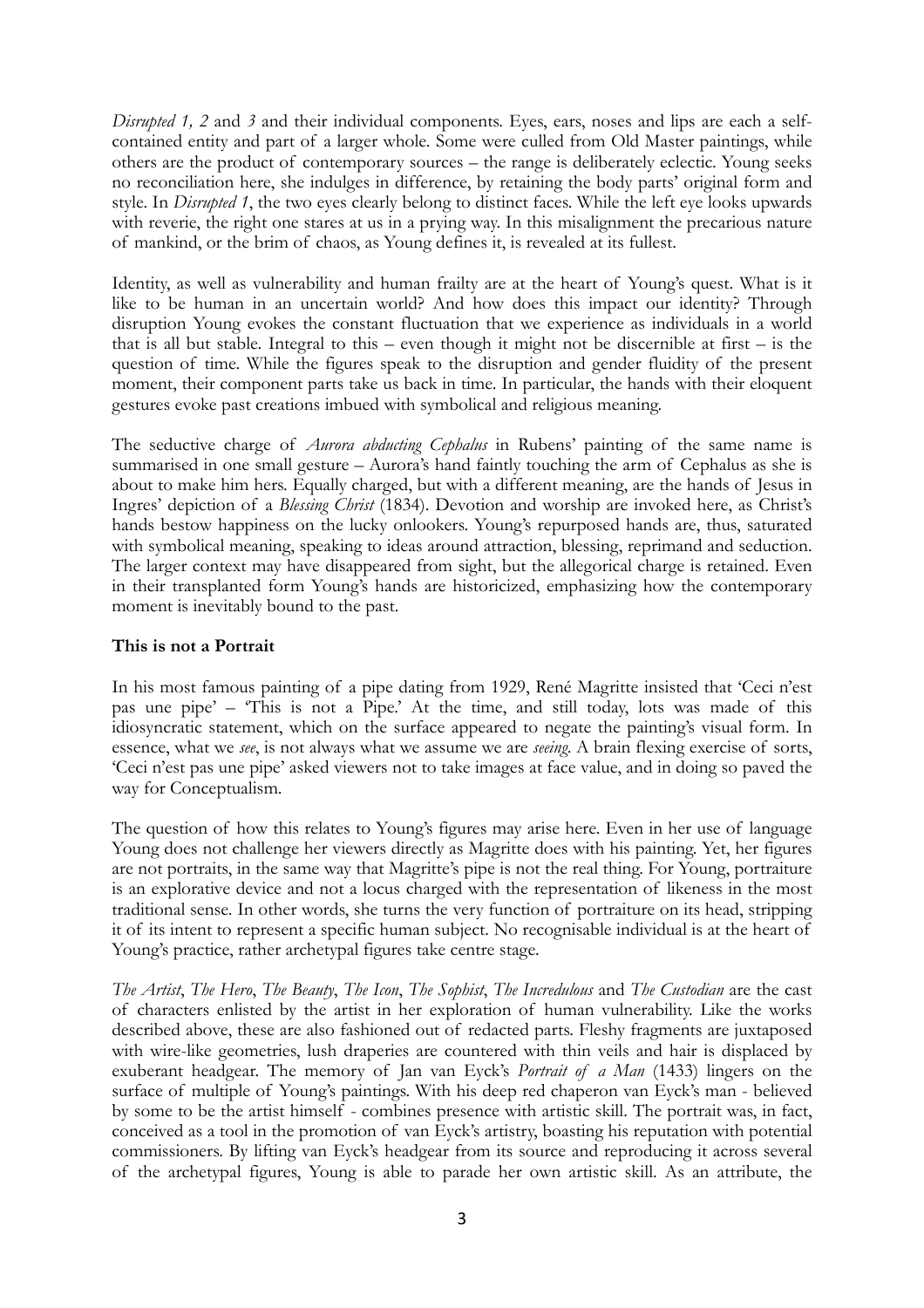*Disrupted 1, 2* and *3* and their individual components. Eyes, ears, noses and lips are each a self-contained entity and part of a larger whole. Some were culled from Old Master paintings, while others are the product of contemporary sources – the range is deliberately eclectic. Young seeks no reconciliation here, she indulges in difference, by retaining the body parts' original form and style. In *Disrupted 1*, the two eyes clearly belong to distinct faces. While the left eye looks upwards with reverie, the right one stares at us in a prying way. In this misalignment the precarious nature of mankind, or the brim of chaos, as Young defines it, is revealed at its fullest.

Identity, as well as vulnerability and human frailty are at the heart of Young's quest. What is it like to be human in an uncertain world? And how does this impact our identity? Through disruption Young evokes the constant fluctuation that we experience as individuals in a world that is all but stable. Integral to this – even though it might not be discernible at first – is the question of time. While the figures speak to the disruption and gender fluidity of the present moment, their component parts take us back in time. In particular, the hands with their eloquent gestures evoke past creations imbued with symbolical and religious meaning.

The seductive charge of *Aurora abducting Cephalus* in Rubens' painting of the same name is summarised in one small gesture – Aurora's hand faintly touching the arm of Cephalus as she is about to make him hers. Equally charged, but with a different meaning, are the hands of Jesus in Ingres' depiction of a *Blessing Christ* (1834). Devotion and worship are invoked here, as Christ's hands bestow happiness on the lucky onlookers. Young's repurposed hands are, thus, saturated with symbolical meaning, speaking to ideas around attraction, blessing, reprimand and seduction. The larger context may have disappeared from sight, but the allegorical charge is retained. Even in their transplanted form Young's hands are historicized, emphasizing how the contemporary moment is inevitably bound to the past.

**This is not a Portrait**

In his most famous painting of a pipe dating from 1929, René Magritte insisted that 'Ceci n'est pas une pipe' – 'This is not a Pipe.' At the time, and still today, lots was made of this idiosyncratic statement, which on the surface appeared to negate the painting's visual form. In essence, what we *see*, is not always what we assume we are *seeing*. A brain flexing exercise of sorts, 'Ceci n'est pas une pipe' asked viewers not to take images at face value, and in doing so paved the way for Conceptualism.

The question of how this relates to Young's figures may arise here. Even in her use of language Young does not challenge her viewers directly as Magritte does with his painting. Yet, her figures are not portraits, in the same way that Magritte's pipe is not the real thing. For Young, portraiture is an explorative device and not a locus charged with the representation of likeness in the most traditional sense. In other words, she turns the very function of portraiture on its head, stripping it of its intent to represent a specific human subject. No recognisable individual is at the heart of Young's practice, rather archetypal figures take centre stage.

*The Artist*, *The Hero*, *The Beauty*, *The Icon*, *The Sophist*, *The Incredulous* and *The Custodian* are the cast of characters enlisted by the artist in her exploration of human vulnerability. Like the works described above, these are also fashioned out of redacted parts. Fleshy fragments are juxtaposed with wire-like geometries, lush draperies are countered with thin veils and hair is displaced by exuberant headgear. The memory of Jan van Eyck's *Portrait of a Man* (1433) lingers on the surface of multiple of Young's paintings. With his deep red chaperon van Eyck's man - believed by some to be the artist himself - combines presence with artistic skill. The portrait was, in fact, conceived as a tool in the promotion of van Eyck's artistry, boasting his reputation with potential commissioners. By lifting van Eyck's headgear from its source and reproducing it across several of the archetypal figures, Young is able to parade her own artistic skill. As an attribute, the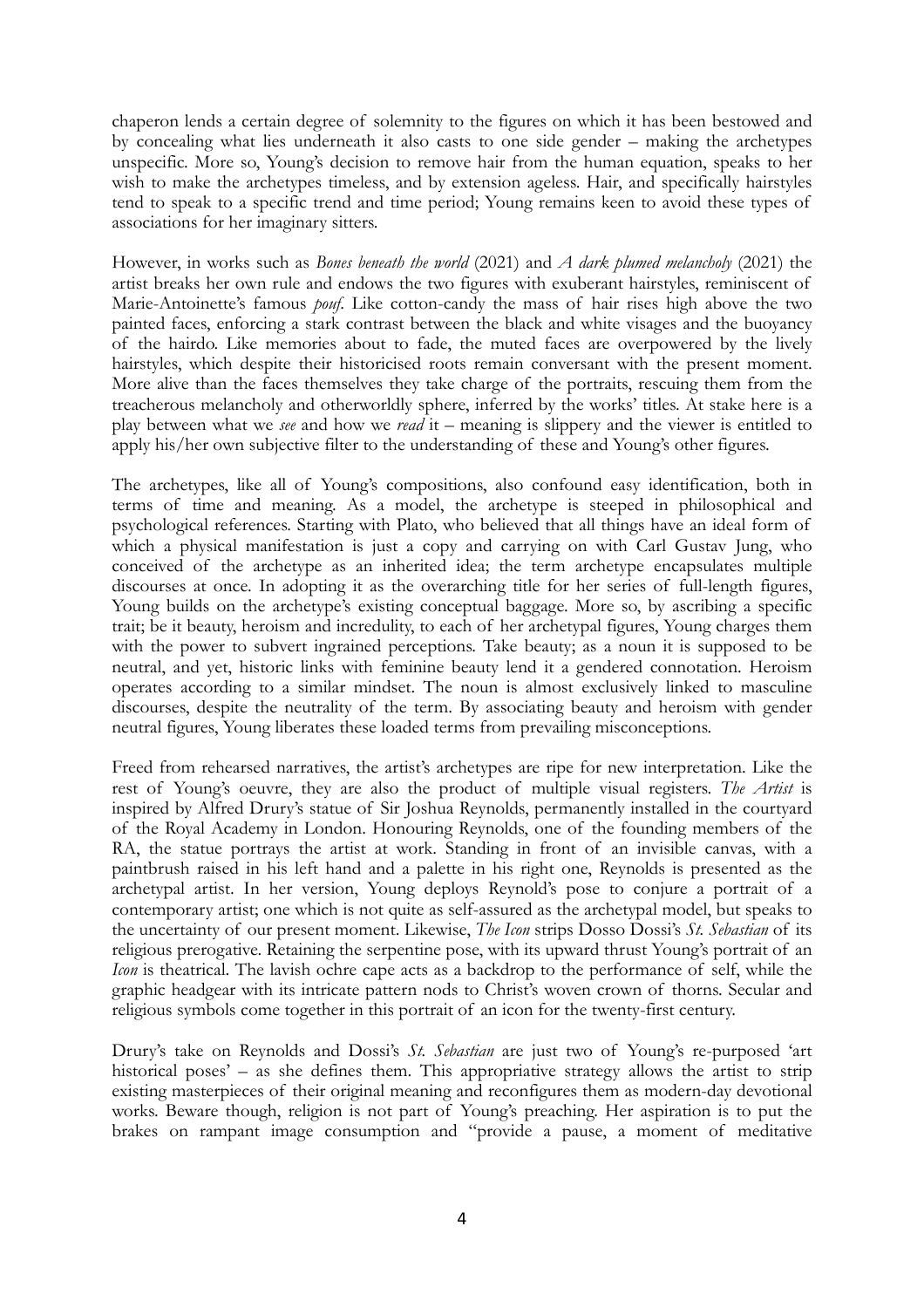chaperon lends a certain degree of solemnity to the figures on which it has been bestowed and by concealing what lies underneath it also casts to one side gender – making the archetypes unspecific. More so, Young's decision to remove hair from the human equation, speaks to her wish to make the archetypes timeless, and by extension ageless. Hair, and specifically hairstyles tend to speak to a specific trend and time period; Young remains keen to avoid these types of associations for her imaginary sitters.

However, in works such as *Bones beneath the world* (2021) and *A dark plumed melancholy* (2021) the artist breaks her own rule and endows the two figures with exuberant hairstyles, reminiscent of Marie-Antoinette's famous *pouf*. Like cotton-candy the mass of hair rises high above the two painted faces, enforcing a stark contrast between the black and white visages and the buoyancy of the hairdo. Like memories about to fade, the muted faces are overpowered by the lively hairstyles, which despite their historicised roots remain conversant with the present moment. More alive than the faces themselves they take charge of the portraits, rescuing them from the treacherous melancholy and otherworldly sphere, inferred by the works' titles. At stake here is a play between what we *see* and how we *read* it – meaning is slippery and the viewer is entitled to apply his/her own subjective filter to the understanding of these and Young's other figures.

The archetypes, like all of Young's compositions, also confound easy identification, both in terms of time and meaning. As a model, the archetype is steeped in philosophical and psychological references. Starting with Plato, who believed that all things have an ideal form of which a physical manifestation is just a copy and carrying on with Carl Gustav Jung, who conceived of the archetype as an inherited idea; the term archetype encapsulates multiple discourses at once. In adopting it as the overarching title for her series of full-length figures, Young builds on the archetype's existing conceptual baggage. More so, by ascribing a specific trait; be it beauty, heroism and incredulity, to each of her archetypal figures, Young charges them with the power to subvert ingrained perceptions. Take beauty; as a noun it is supposed to be neutral, and yet, historic links with feminine beauty lend it a gendered connotation. Heroism operates according to a similar mindset. The noun is almost exclusively linked to masculine discourses, despite the neutrality of the term. By associating beauty and heroism with gender neutral figures, Young liberates these loaded terms from prevailing misconceptions.

Freed from rehearsed narratives, the artist's archetypes are ripe for new interpretation. Like the rest of Young's oeuvre, they are also the product of multiple visual registers. *The Artist* is inspired by Alfred Drury's statue of Sir Joshua Reynolds, permanently installed in the courtyard of the Royal Academy in London. Honouring Reynolds, one of the founding members of the RA, the statue portrays the artist at work. Standing in front of an invisible canvas, with a paintbrush raised in his left hand and a palette in his right one, Reynolds is presented as the archetypal artist. In her version, Young deploys Reynold's pose to conjure a portrait of a contemporary artist; one which is not quite as self-assured as the archetypal model, but speaks to the uncertainty of our present moment. Likewise, *The Icon* strips Dosso Dossi's *St. Sebastian* of its religious prerogative. Retaining the serpentine pose, with its upward thrust Young's portrait of an *Icon* is theatrical. The lavish ochre cape acts as a backdrop to the performance of self, while the graphic headgear with its intricate pattern nods to Christ's woven crown of thorns. Secular and religious symbols come together in this portrait of an icon for the twenty-first century.

Drury's take on Reynolds and Dossi's *St. Sebastian* are just two of Young's re-purposed 'art historical poses' – as she defines them. This appropriative strategy allows the artist to strip existing masterpieces of their original meaning and reconfigures them as modern-day devotional works. Beware though, religion is not part of Young's preaching. Her aspiration is to put the brakes on rampant image consumption and "provide a pause, a moment of meditative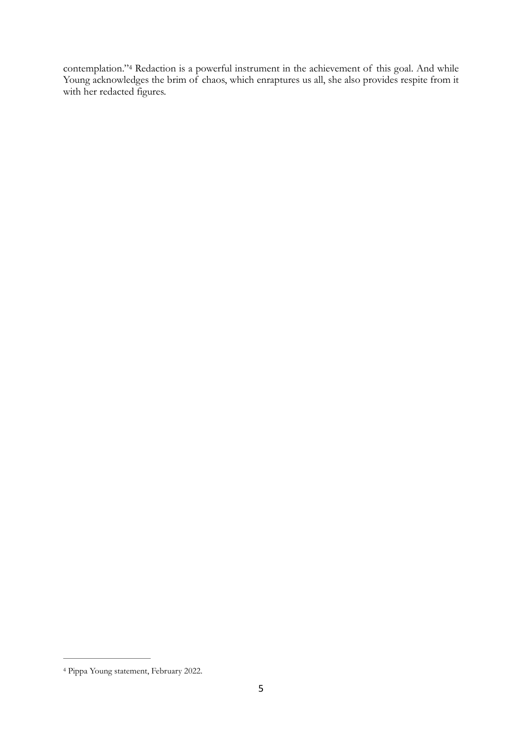contemplation."[4] Redaction is a powerful instrument in the achievement of this goal. And while Young acknowledges the brim of chaos, which enraptures us all, she also provides respite from it with her redacted figures.

---

[4] Pippa Young statement, February 2022.